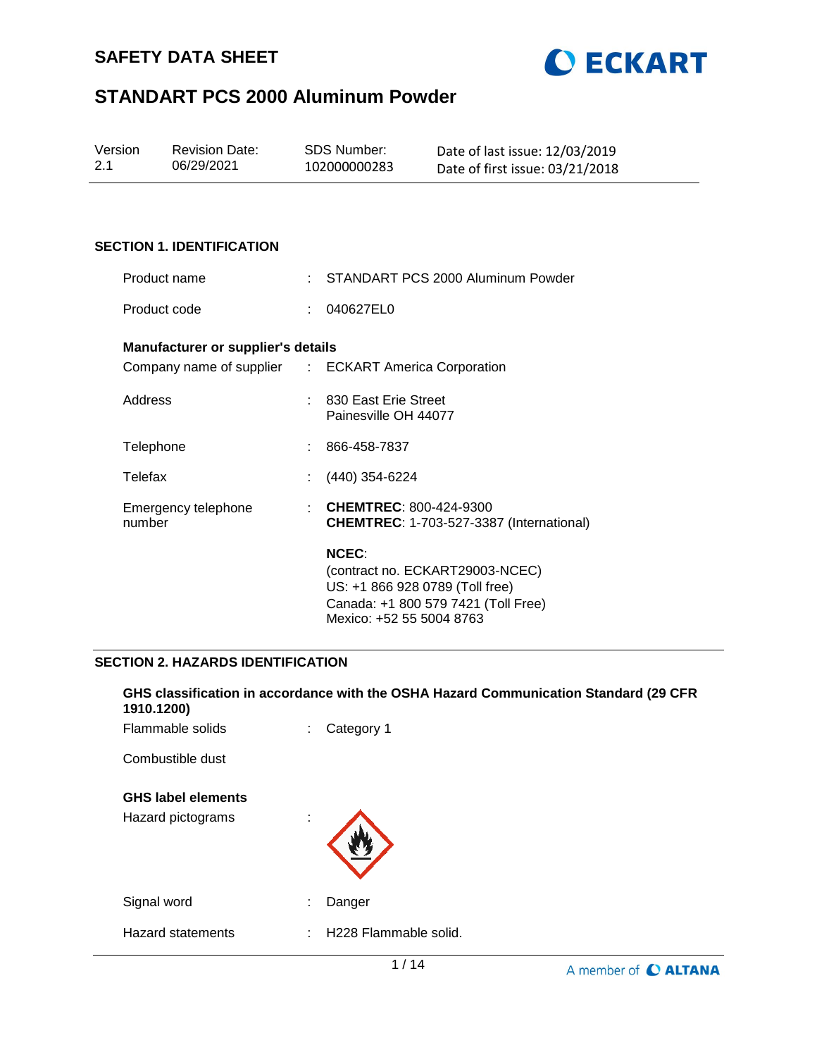# SAFETY DATA SHEET

# STANDART PCS 2000 Aluminum Powder

| Version | Revision Date: | SDS Number: | Date of last issue: 12/03/2019 |
|---|---|---|---|
| 2.1 | 06/29/2021 | 102000000283 | Date of first issue: 03/21/2018 |

## SECTION 1. IDENTIFICATION

Product name : STANDART PCS 2000 Aluminum Powder

Product code : 040627EL0

**Manufacturer or supplier's details**

Company name of supplier : ECKART America Corporation

Address : 830 East Erie Street
Painesville OH 44077

Telephone : 866-458-7837

Telefax : (440) 354-6224

Emergency telephone number : **CHEMTREC**: 800-424-9300
**CHEMTREC**: 1-703-527-3387 (International)

**NCEC**:
(contract no. ECKART29003-NCEC)
US: +1 866 928 0789 (Toll free)
Canada: +1 800 579 7421 (Toll Free)
Mexico: +52 55 5004 8763

## SECTION 2. HAZARDS IDENTIFICATION

**GHS classification in accordance with the OSHA Hazard Communication Standard (29 CFR 1910.1200)**

Flammable solids : Category 1

Combustible dust

**GHS label elements**

Hazard pictograms :

Signal word : Danger

Hazard statements : H228 Flammable solid.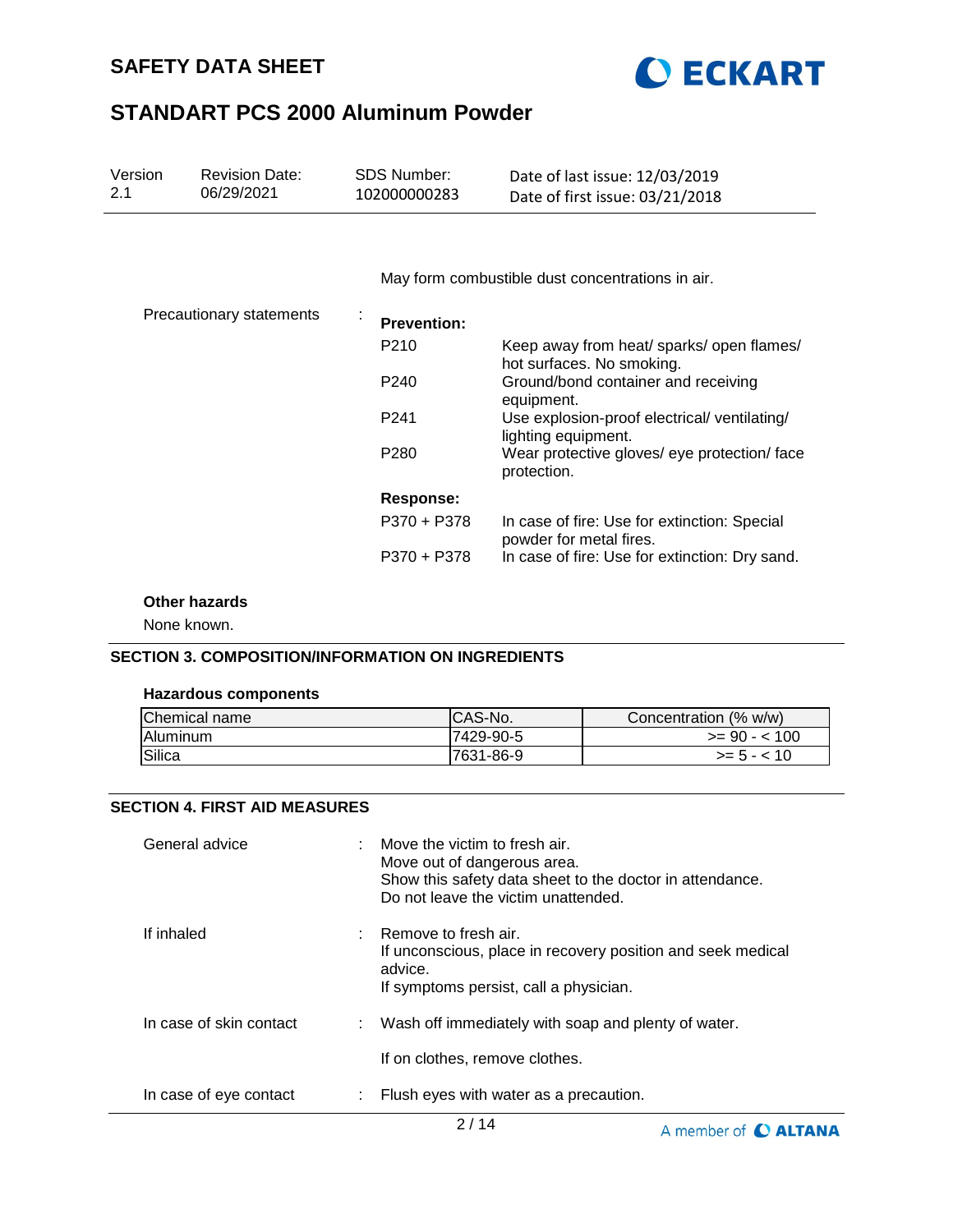May form combustible dust concentrations in air.

Precautionary statements :

**Prevention:**

| | |
|---|---|
| P210 | Keep away from heat/ sparks/ open flames/ hot surfaces. No smoking. |
| P240 | Ground/bond container and receiving equipment. |
| P241 | Use explosion-proof electrical/ ventilating/ lighting equipment. |
| P280 | Wear protective gloves/ eye protection/ face protection. |

**Response:**

| | |
|---|---|
| P370 + P378 | In case of fire: Use for extinction: Special powder for metal fires. |
| P370 + P378 | In case of fire: Use for extinction: Dry sand. |

**Other hazards**

None known.

## SECTION 3. COMPOSITION/INFORMATION ON INGREDIENTS

**Hazardous components**

| Chemical name | CAS-No. | Concentration (% w/w) |
|---|---|---|
| Aluminum | 7429-90-5 | >= 90 - < 100 |
| Silica | 7631-86-9 | >= 5 - < 10 |

## SECTION 4. FIRST AID MEASURES

General advice : Move the victim to fresh air.
Move out of dangerous area.
Show this safety data sheet to the doctor in attendance.
Do not leave the victim unattended.

If inhaled : Remove to fresh air.
If unconscious, place in recovery position and seek medical advice.
If symptoms persist, call a physician.

In case of skin contact : Wash off immediately with soap and plenty of water.

If on clothes, remove clothes.

In case of eye contact : Flush eyes with water as a precaution.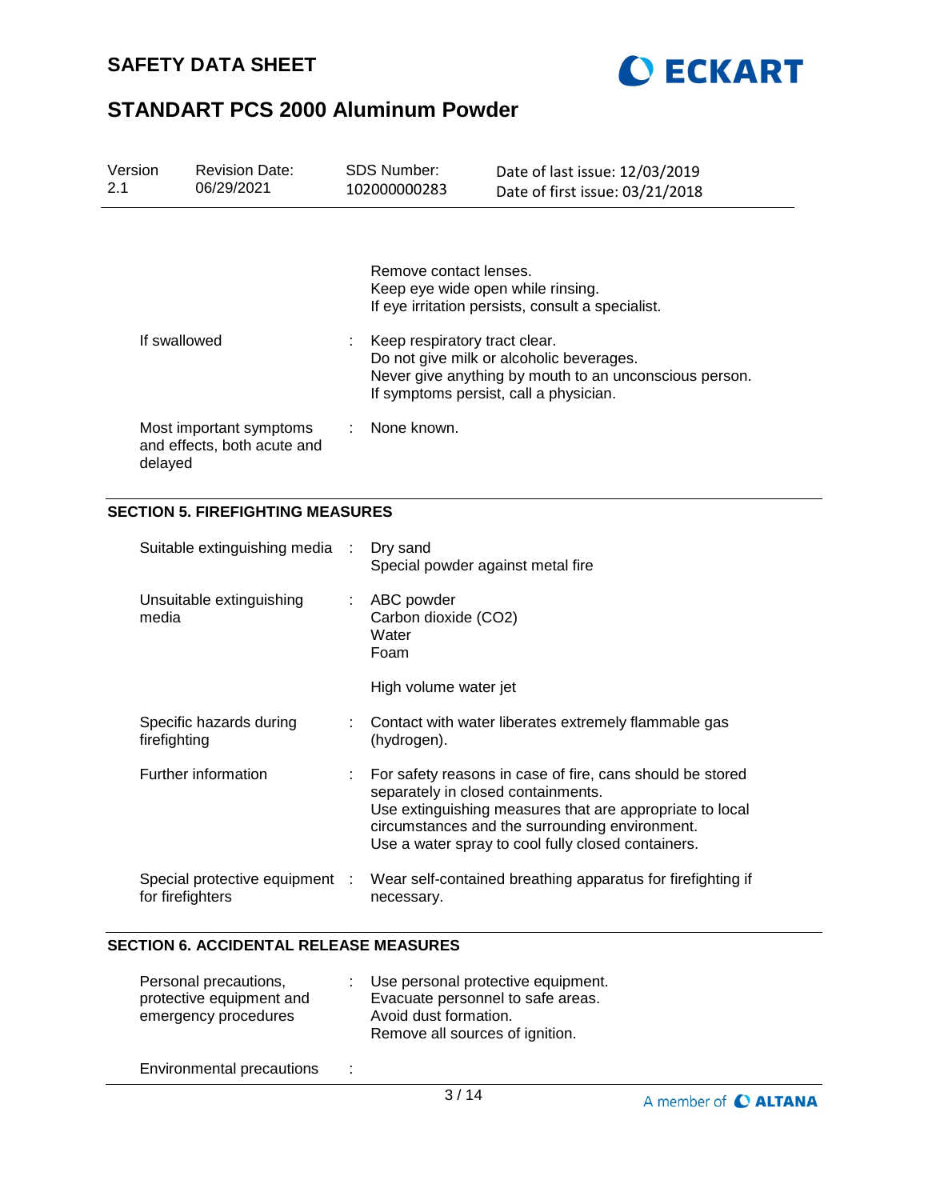| | | |
|---|---|---|
| | | Remove contact lenses.<br>Keep eye wide open while rinsing.<br>If eye irritation persists, consult a specialist. |
| If swallowed | : | Keep respiratory tract clear.<br>Do not give milk or alcoholic beverages.<br>Never give anything by mouth to an unconscious person.<br>If symptoms persist, call a physician. |
| Most important symptoms and effects, both acute and delayed | : | None known. |

## SECTION 5. FIREFIGHTING MEASURES

| | | |
|---|---|---|
| Suitable extinguishing media | : | Dry sand<br>Special powder against metal fire |
| Unsuitable extinguishing media | : | ABC powder<br>Carbon dioxide ($CO_2$)<br>Water<br>Foam<br><br>High volume water jet |
| Specific hazards during firefighting | : | Contact with water liberates extremely flammable gas (hydrogen). |
| Further information | : | For safety reasons in case of fire, cans should be stored separately in closed containments.<br>Use extinguishing measures that are appropriate to local circumstances and the surrounding environment.<br>Use a water spray to cool fully closed containers. |
| Special protective equipment for firefighters | : | Wear self-contained breathing apparatus for firefighting if necessary. |

## SECTION 6. ACCIDENTAL RELEASE MEASURES

| | | |
|---|---|---|
| Personal precautions, protective equipment and emergency procedures | : | Use personal protective equipment.<br>Evacuate personnel to safe areas.<br>Avoid dust formation.<br>Remove all sources of ignition. |
| Environmental precautions | : | |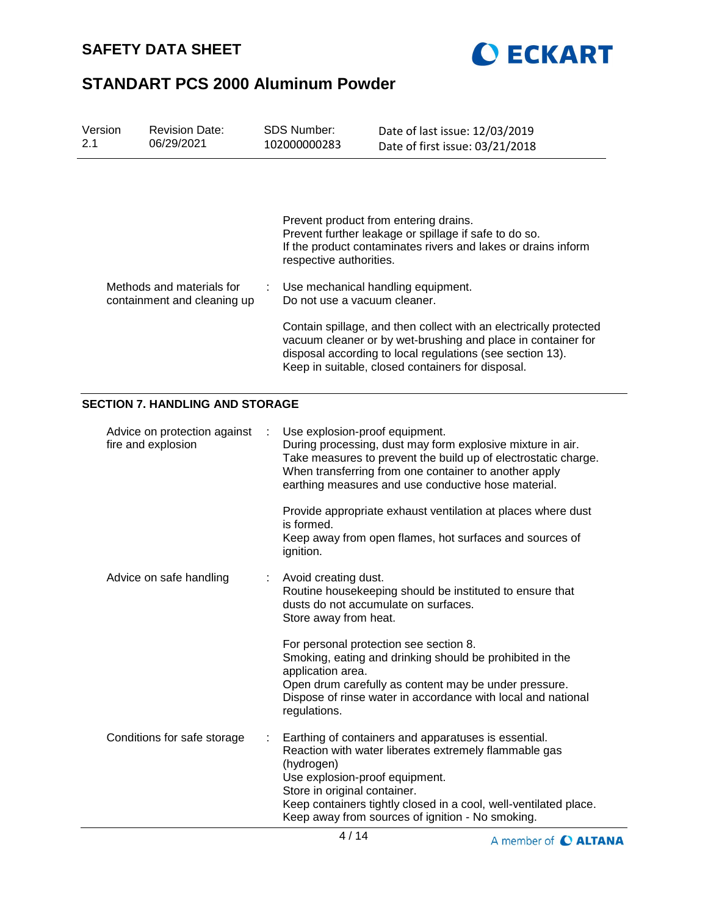Prevent product from entering drains.
Prevent further leakage or spillage if safe to do so.
If the product contaminates rivers and lakes or drains inform respective authorities.

| | | |
|---|---|---|
| Methods and materials for containment and cleaning up | : | Use mechanical handling equipment.<br>Do not use a vacuum cleaner.<br><br>Contain spillage, and then collect with an electrically protected vacuum cleaner or by wet-brushing and place in container for disposal according to local regulations (see section 13).<br>Keep in suitable, closed containers for disposal. |

## SECTION 7. HANDLING AND STORAGE

| | | |
|---|---|---|
| Advice on protection against fire and explosion | : | Use explosion-proof equipment.<br>During processing, dust may form explosive mixture in air.<br>Take measures to prevent the build up of electrostatic charge.<br>When transferring from one container to another apply earthing measures and use conductive hose material.<br><br>Provide appropriate exhaust ventilation at places where dust is formed.<br>Keep away from open flames, hot surfaces and sources of ignition. |
| Advice on safe handling | : | Avoid creating dust.<br>Routine housekeeping should be instituted to ensure that dusts do not accumulate on surfaces.<br>Store away from heat.<br><br>For personal protection see section 8.<br>Smoking, eating and drinking should be prohibited in the application area.<br>Open drum carefully as content may be under pressure.<br>Dispose of rinse water in accordance with local and national regulations. |
| Conditions for safe storage | : | Earthing of containers and apparatuses is essential.<br>Reaction with water liberates extremely flammable gas (hydrogen)<br>Use explosion-proof equipment.<br>Store in original container.<br>Keep containers tightly closed in a cool, well-ventilated place.<br>Keep away from sources of ignition - No smoking. |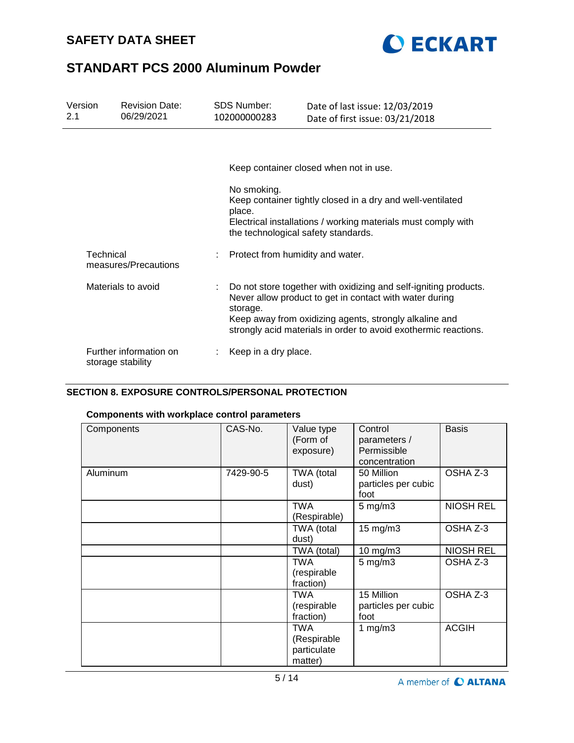Keep container closed when not in use.

No smoking.
Keep container tightly closed in a dry and well-ventilated place.
Electrical installations / working materials must comply with the technological safety standards.

Technical measures/Precautions : Protect from humidity and water.

Materials to avoid : Do not store together with oxidizing and self-igniting products. Never allow product to get in contact with water during storage.
Keep away from oxidizing agents, strongly alkaline and strongly acid materials in order to avoid exothermic reactions.

Further information on storage stability : Keep in a dry place.

## SECTION 8. EXPOSURE CONTROLS/PERSONAL PROTECTION

### Components with workplace control parameters

| Components | CAS-No. | Value type (Form of exposure) | Control parameters / Permissible concentration | Basis |
|---|---|---|---|---|
| Aluminum | 7429-90-5 | TWA (total dust) | 50 Million particles per cubic foot | OSHA Z-3 |
| | | TWA (Respirable) | 5 mg/m3 | NIOSH REL |
| | | TWA (total dust) | 15 mg/m3 | OSHA Z-3 |
| | | TWA (total) | 10 mg/m3 | NIOSH REL |
| | | TWA (respirable fraction) | 5 mg/m3 | OSHA Z-3 |
| | | TWA (respirable fraction) | 15 Million particles per cubic foot | OSHA Z-3 |
| | | TWA (Respirable particulate matter) | 1 mg/m3 | ACGIH |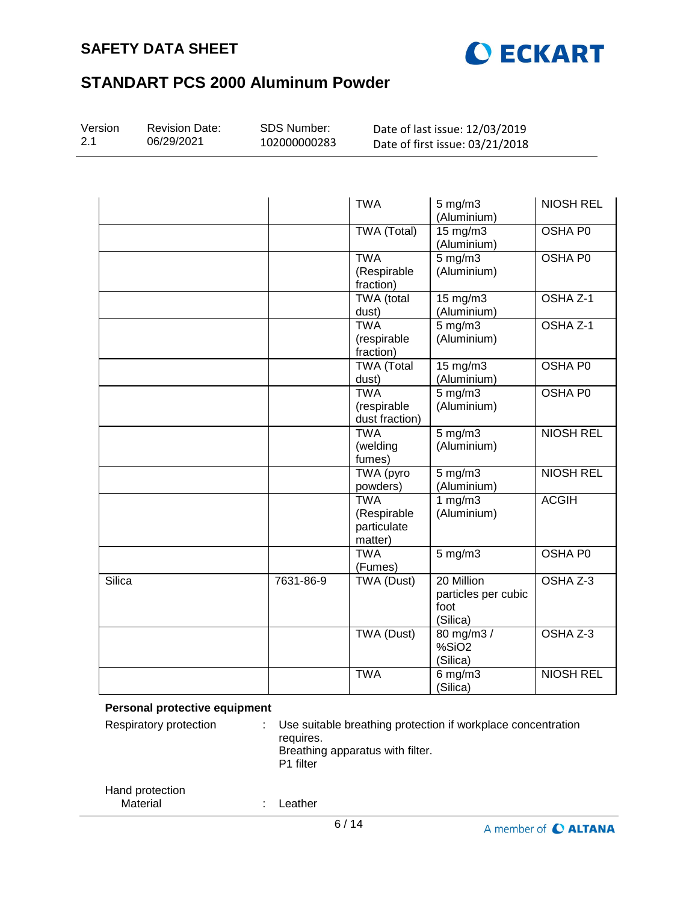| | | | | |
|---|---|---|---|---|
| | | TWA | 5 mg/m3 (Aluminium) | NIOSH REL |
| | | TWA (Total) | 15 mg/m3 (Aluminium) | OSHA P0 |
| | | TWA (Respirable fraction) | 5 mg/m3 (Aluminium) | OSHA P0 |
| | | TWA (total dust) | 15 mg/m3 (Aluminium) | OSHA Z-1 |
| | | TWA (respirable fraction) | 5 mg/m3 (Aluminium) | OSHA Z-1 |
| | | TWA (Total dust) | 15 mg/m3 (Aluminium) | OSHA P0 |
| | | TWA (respirable dust fraction) | 5 mg/m3 (Aluminium) | OSHA P0 |
| | | TWA (welding fumes) | 5 mg/m3 (Aluminium) | NIOSH REL |
| | | TWA (pyro powders) | 5 mg/m3 (Aluminium) | NIOSH REL |
| | | TWA (Respirable particulate matter) | 1 mg/m3 (Aluminium) | ACGIH |
| | | TWA (Fumes) | 5 mg/m3 | OSHA P0 |
| Silica | 7631-86-9 | TWA (Dust) | 20 Million particles per cubic foot (Silica) | OSHA Z-3 |
| | | TWA (Dust) | 80 mg/m3 / %SiO2 (Silica) | OSHA Z-3 |
| | | TWA | 6 mg/m3 (Silica) | NIOSH REL |

**Personal protective equipment**

Respiratory protection : Use suitable breathing protection if workplace concentration requires.
Breathing apparatus with filter.
P1 filter

Hand protection
Material : Leather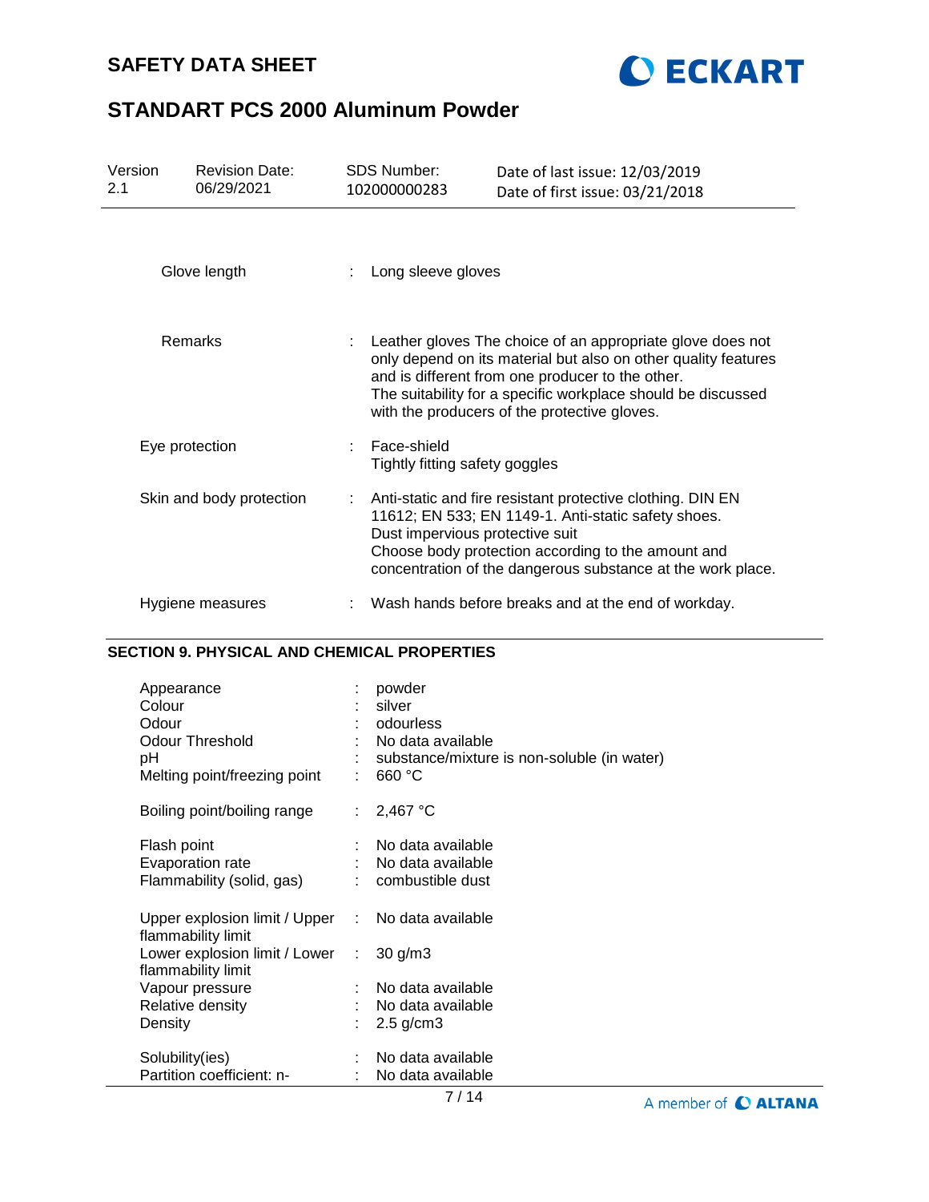| | |
|---|---|
| Glove length | Long sleeve gloves |
| Remarks | Leather gloves The choice of an appropriate glove does not only depend on its material but also on other quality features and is different from one producer to the other. The suitability for a specific workplace should be discussed with the producers of the protective gloves. |
| Eye protection | Face-shield<br>Tightly fitting safety goggles |
| Skin and body protection | Anti-static and fire resistant protective clothing. DIN EN 11612; EN 533; EN 1149-1. Anti-static safety shoes.<br>Dust impervious protective suit<br>Choose body protection according to the amount and concentration of the dangerous substance at the work place. |
| Hygiene measures | Wash hands before breaks and at the end of workday. |

## SECTION 9. PHYSICAL AND CHEMICAL PROPERTIES

| | |
|---|---|
| Appearance | powder |
| Colour | silver |
| Odour | odourless |
| Odour Threshold | No data available |
| pH | substance/mixture is non-soluble (in water) |
| Melting point/freezing point | 660 °C |
| Boiling point/boiling range | 2,467 °C |
| Flash point | No data available |
| Evaporation rate | No data available |
| Flammability (solid, gas) | combustible dust |
| Upper explosion limit / Upper flammability limit | No data available |
| Lower explosion limit / Lower flammability limit | 30 g/m3 |
| Vapour pressure | No data available |
| Relative density | No data available |
| Density | 2.5 g/cm3 |
| Solubility(ies) | No data available |
| Partition coefficient: n- | No data available |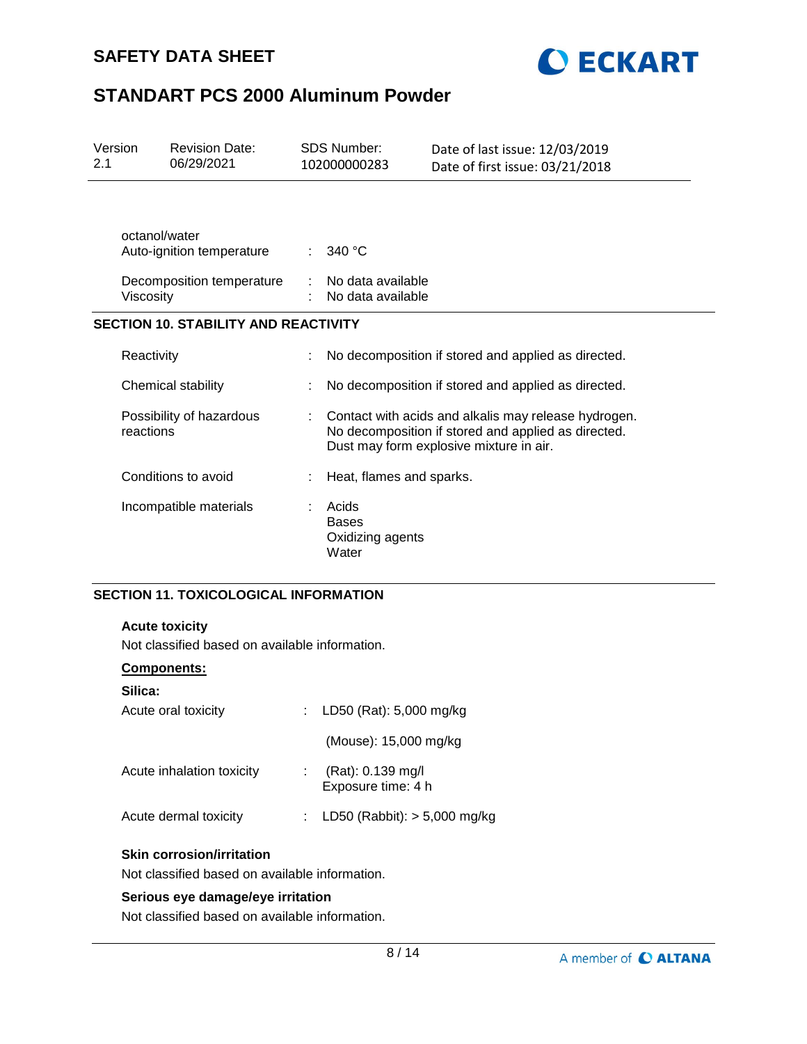| | | |
|---|---|---|
| octanol/water | | |
| Auto-ignition temperature | : | 340 °C |
| Decomposition temperature | : | No data available |
| Viscosity | : | No data available |

## SECTION 10. STABILITY AND REACTIVITY

| | | |
|---|---|---|
| Reactivity | : | No decomposition if stored and applied as directed. |
| Chemical stability | : | No decomposition if stored and applied as directed. |
| Possibility of hazardous reactions | : | Contact with acids and alkalis may release hydrogen.<br>No decomposition if stored and applied as directed.<br>Dust may form explosive mixture in air. |
| Conditions to avoid | : | Heat, flames and sparks. |
| Incompatible materials | : | Acids<br>Bases<br>Oxidizing agents<br>Water |

## SECTION 11. TOXICOLOGICAL INFORMATION

**Acute toxicity**

Not classified based on available information.

**Components:**

**Silica:**

| | | |
|---|---|---|
| Acute oral toxicity | : | LD50 (Rat): 5,000 mg/kg |
| | | (Mouse): 15,000 mg/kg |
| Acute inhalation toxicity | : | (Rat): 0.139 mg/l<br>Exposure time: 4 h |
| Acute dermal toxicity | : | LD50 (Rabbit): > 5,000 mg/kg |

**Skin corrosion/irritation**

Not classified based on available information.

**Serious eye damage/eye irritation**

Not classified based on available information.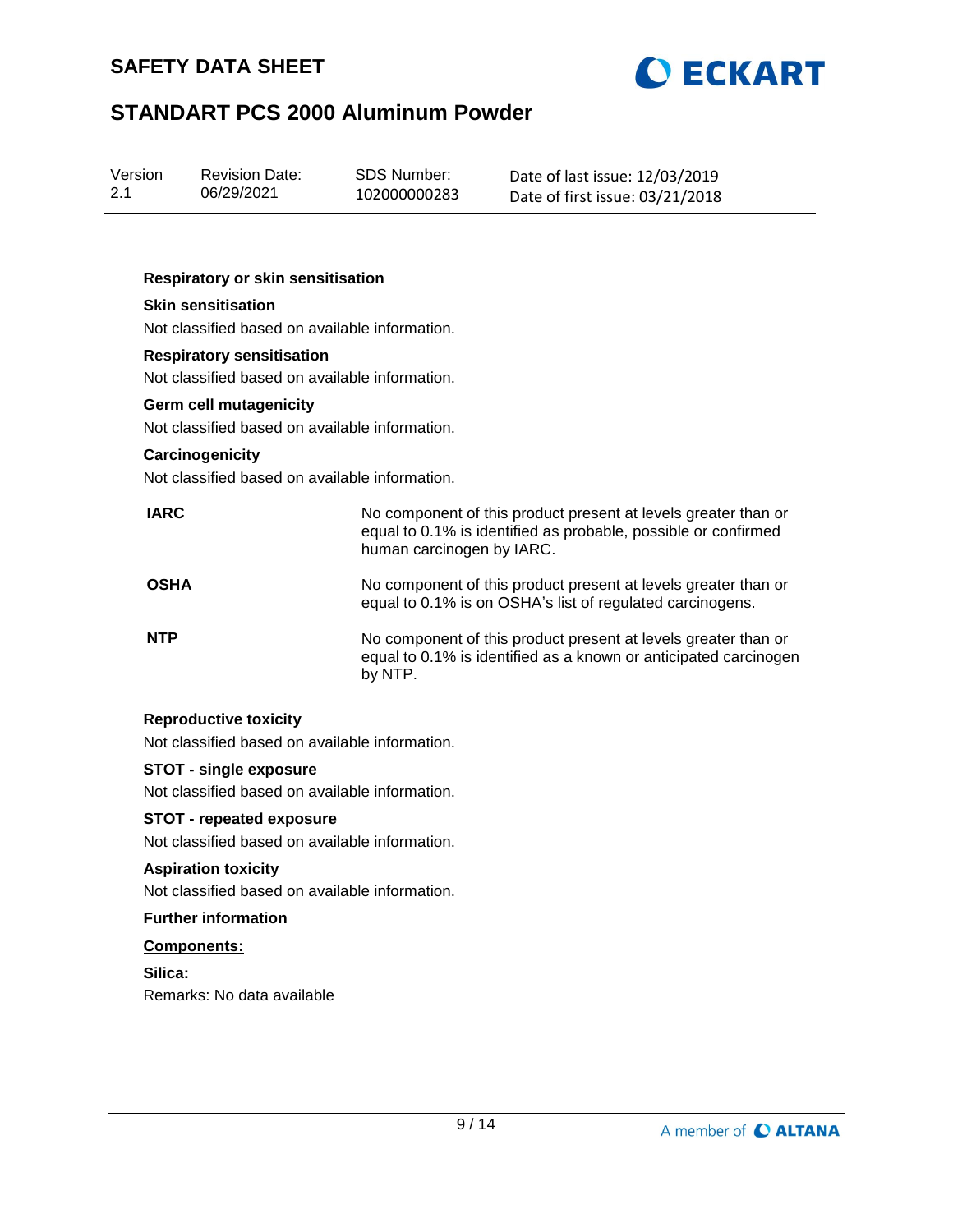**Respiratory or skin sensitisation**

**Skin sensitisation**

Not classified based on available information.

**Respiratory sensitisation**

Not classified based on available information.

**Germ cell mutagenicity**

Not classified based on available information.

**Carcinogenicity**

Not classified based on available information.

| | |
|---|---|
| **IARC** | No component of this product present at levels greater than or equal to 0.1% is identified as probable, possible or confirmed human carcinogen by IARC. |
| **OSHA** | No component of this product present at levels greater than or equal to 0.1% is on OSHA's list of regulated carcinogens. |
| **NTP** | No component of this product present at levels greater than or equal to 0.1% is identified as a known or anticipated carcinogen by NTP. |

**Reproductive toxicity**

Not classified based on available information.

**STOT - single exposure**

Not classified based on available information.

**STOT - repeated exposure**

Not classified based on available information.

**Aspiration toxicity**

Not classified based on available information.

**Further information**

**Components:**

**Silica:**

Remarks: No data available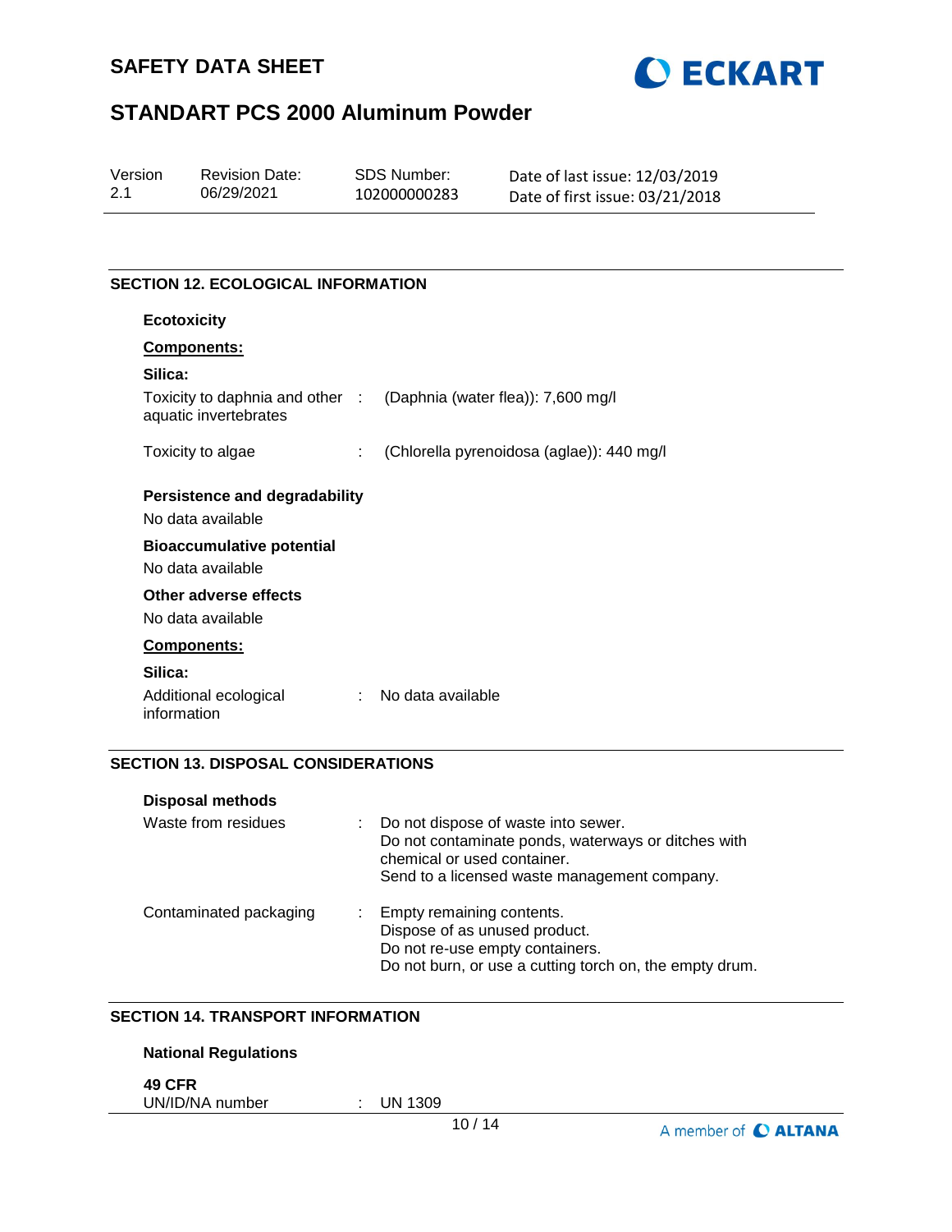## SECTION 12. ECOLOGICAL INFORMATION

### Ecotoxicity

**Components:**

**Silica:**

| | | |
|---|---|---|
| Toxicity to daphnia and other aquatic invertebrates | : | (Daphnia (water flea)): 7,600 mg/l |
| Toxicity to algae | : | (Chlorella pyrenoidosa (aglae)): 440 mg/l |

### Persistence and degradability

No data available

### Bioaccumulative potential

No data available

### Other adverse effects

No data available

**Components:**

**Silica:**

| | | |
|---|---|---|
| Additional ecological information | : | No data available |

## SECTION 13. DISPOSAL CONSIDERATIONS

### Disposal methods

| | | |
|---|---|---|
| Waste from residues | : | Do not dispose of waste into sewer.<br>Do not contaminate ponds, waterways or ditches with chemical or used container.<br>Send to a licensed waste management company. |
| Contaminated packaging | : | Empty remaining contents.<br>Dispose of as unused product.<br>Do not re-use empty containers.<br>Do not burn, or use a cutting torch on, the empty drum. |

## SECTION 14. TRANSPORT INFORMATION

### National Regulations

**49 CFR**

| | | |
|---|---|---|
| UN/ID/NA number | : | UN 1309 |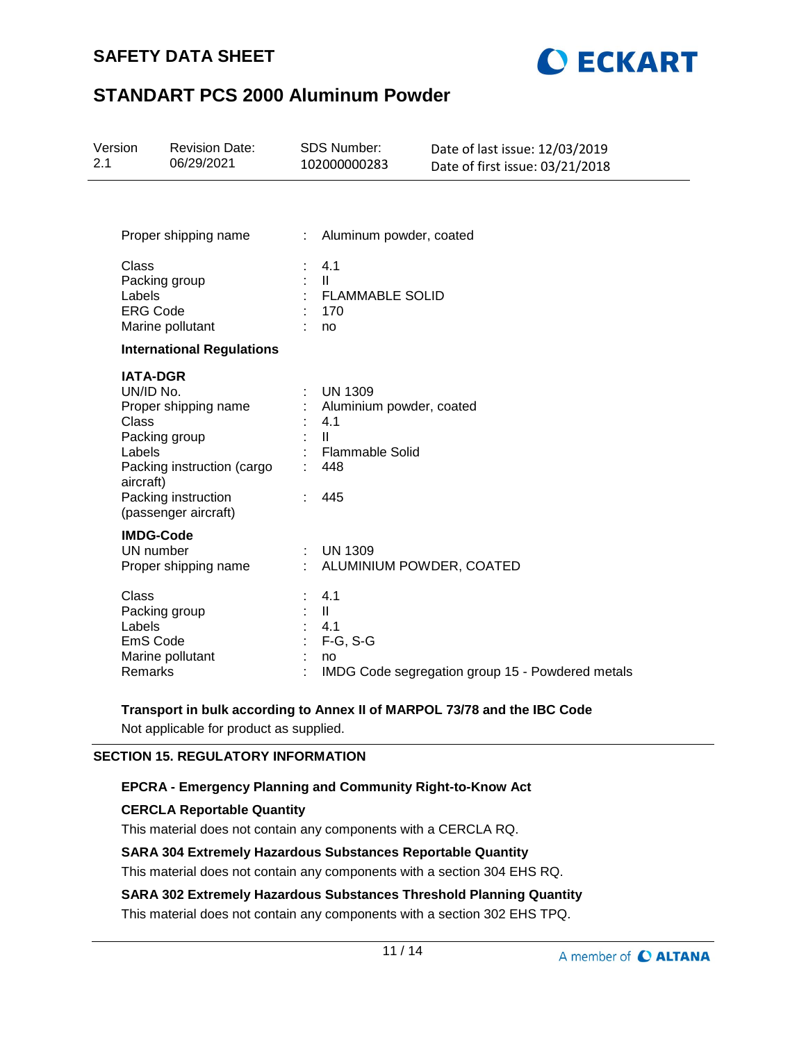Proper shipping name : Aluminum powder, coated

Class : 4.1
Packing group : II
Labels : FLAMMABLE SOLID
ERG Code : 170
Marine pollutant : no

**International Regulations**

**IATA-DGR**
UN/ID No. : UN 1309
Proper shipping name : Aluminium powder, coated
Class : 4.1
Packing group : II
Labels : Flammable Solid
Packing instruction (cargo aircraft) : 448
Packing instruction (passenger aircraft) : 445

**IMDG-Code**
UN number : UN 1309
Proper shipping name : ALUMINIUM POWDER, COATED

Class : 4.1
Packing group : II
Labels : 4.1
EmS Code : F-G, S-G
Marine pollutant : no
Remarks : IMDG Code segregation group 15 - Powdered metals

**Transport in bulk according to Annex II of MARPOL 73/78 and the IBC Code**

Not applicable for product as supplied.

## SECTION 15. REGULATORY INFORMATION

**EPCRA - Emergency Planning and Community Right-to-Know Act**

**CERCLA Reportable Quantity**

This material does not contain any components with a CERCLA RQ.

**SARA 304 Extremely Hazardous Substances Reportable Quantity**

This material does not contain any components with a section 304 EHS RQ.

**SARA 302 Extremely Hazardous Substances Threshold Planning Quantity**

This material does not contain any components with a section 302 EHS TPQ.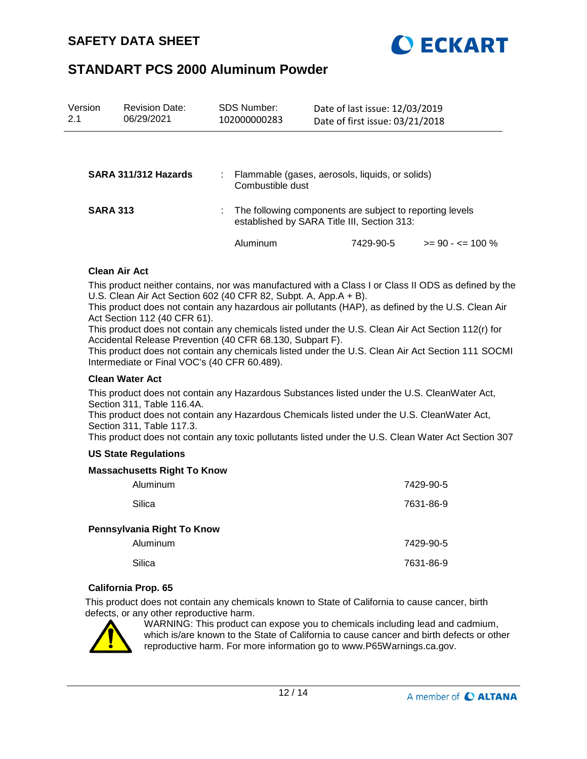**SARA 311/312 Hazards** : Flammable (gases, aerosols, liquids, or solids)
Combustible dust

**SARA 313** : The following components are subject to reporting levels established by SARA Title III, Section 313:

| | | |
|---|---|---|
| Aluminum | 7429-90-5 | >= 90 - <= 100 % |

**Clean Air Act**

This product neither contains, nor was manufactured with a Class I or Class II ODS as defined by the U.S. Clean Air Act Section 602 (40 CFR 82, Subpt. A, App.A + B).
This product does not contain any hazardous air pollutants (HAP), as defined by the U.S. Clean Air Act Section 112 (40 CFR 61).
This product does not contain any chemicals listed under the U.S. Clean Air Act Section 112(r) for Accidental Release Prevention (40 CFR 68.130, Subpart F).
This product does not contain any chemicals listed under the U.S. Clean Air Act Section 111 SOCMI Intermediate or Final VOC's (40 CFR 60.489).

**Clean Water Act**

This product does not contain any Hazardous Substances listed under the U.S. CleanWater Act, Section 311, Table 116.4A.
This product does not contain any Hazardous Chemicals listed under the U.S. CleanWater Act, Section 311, Table 117.3.
This product does not contain any toxic pollutants listed under the U.S. Clean Water Act Section 307

**US State Regulations**

**Massachusetts Right To Know**

| | |
|---|---|
| Aluminum | 7429-90-5 |
| Silica | 7631-86-9 |

**Pennsylvania Right To Know**

| | |
|---|---|
| Aluminum | 7429-90-5 |
| Silica | 7631-86-9 |

**California Prop. 65**

This product does not contain any chemicals known to State of California to cause cancer, birth defects, or any other reproductive harm.

WARNING: This product can expose you to chemicals including lead and cadmium, which is/are known to the State of California to cause cancer and birth defects or other reproductive harm. For more information go to www.P65Warnings.ca.gov.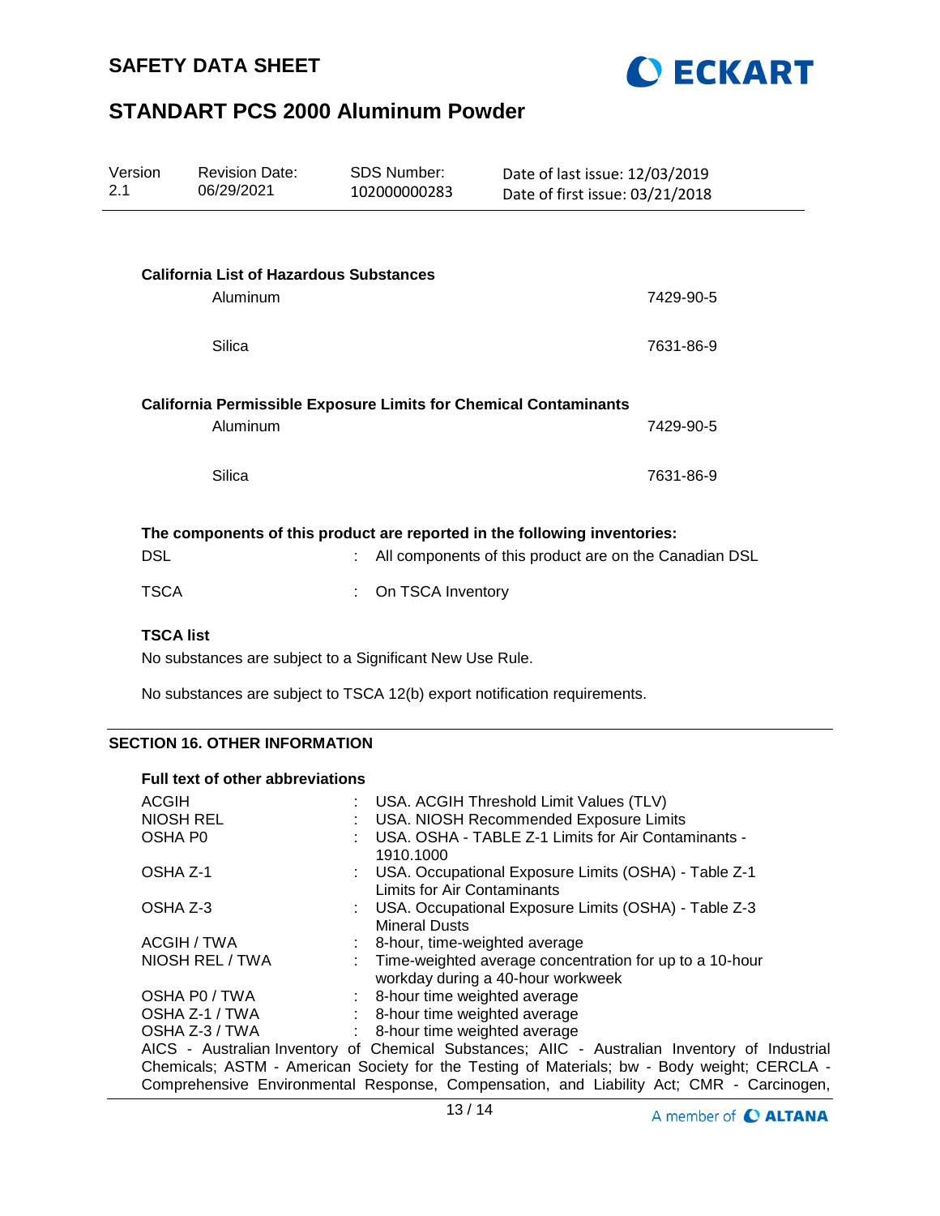**California List of Hazardous Substances**

| | |
|---|---|
| Aluminum | 7429-90-5 |
| Silica | 7631-86-9 |

**California Permissible Exposure Limits for Chemical Contaminants**

| | |
|---|---|
| Aluminum | 7429-90-5 |
| Silica | 7631-86-9 |

**The components of this product are reported in the following inventories:**

DSL : All components of this product are on the Canadian DSL

TSCA : On TSCA Inventory

**TSCA list**

No substances are subject to a Significant New Use Rule.

No substances are subject to TSCA 12(b) export notification requirements.

## SECTION 16. OTHER INFORMATION

**Full text of other abbreviations**

| | |
|---|---|
| ACGIH | USA. ACGIH Threshold Limit Values (TLV) |
| NIOSH REL | USA. NIOSH Recommended Exposure Limits |
| OSHA P0 | USA. OSHA - TABLE Z-1 Limits for Air Contaminants - 1910.1000 |
| OSHA Z-1 | USA. Occupational Exposure Limits (OSHA) - Table Z-1 Limits for Air Contaminants |
| OSHA Z-3 | USA. Occupational Exposure Limits (OSHA) - Table Z-3 Mineral Dusts |
| ACGIH / TWA | 8-hour, time-weighted average |
| NIOSH REL / TWA | Time-weighted average concentration for up to a 10-hour workday during a 40-hour workweek |
| OSHA P0 / TWA | 8-hour time weighted average |
| OSHA Z-1 / TWA | 8-hour time weighted average |
| OSHA Z-3 / TWA | 8-hour time weighted average |

AICS - Australian Inventory of Chemical Substances; AIIC - Australian Inventory of Industrial Chemicals; ASTM - American Society for the Testing of Materials; bw - Body weight; CERCLA - Comprehensive Environmental Response, Compensation, and Liability Act; CMR - Carcinogen,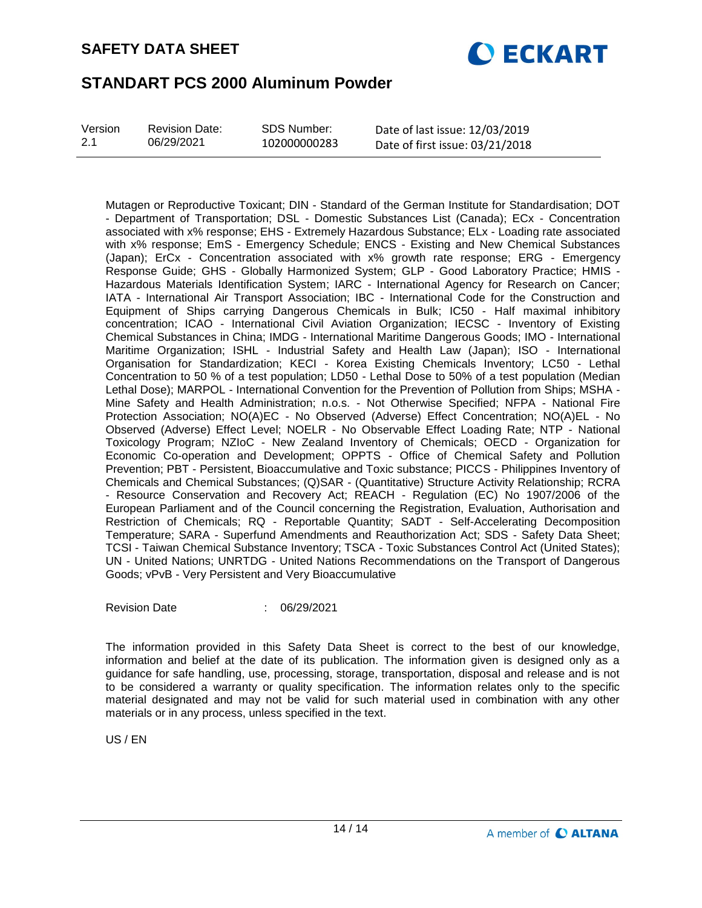Mutagen or Reproductive Toxicant; DIN - Standard of the German Institute for Standardisation; DOT - Department of Transportation; DSL - Domestic Substances List (Canada); ECx - Concentration associated with x% response; EHS - Extremely Hazardous Substance; ELx - Loading rate associated with x% response; EmS - Emergency Schedule; ENCS - Existing and New Chemical Substances (Japan); ErCx - Concentration associated with x% growth rate response; ERG - Emergency Response Guide; GHS - Globally Harmonized System; GLP - Good Laboratory Practice; HMIS - Hazardous Materials Identification System; IARC - International Agency for Research on Cancer; IATA - International Air Transport Association; IBC - International Code for the Construction and Equipment of Ships carrying Dangerous Chemicals in Bulk; IC50 - Half maximal inhibitory concentration; ICAO - International Civil Aviation Organization; IECSC - Inventory of Existing Chemical Substances in China; IMDG - International Maritime Dangerous Goods; IMO - International Maritime Organization; ISHL - Industrial Safety and Health Law (Japan); ISO - International Organisation for Standardization; KECI - Korea Existing Chemicals Inventory; LC50 - Lethal Concentration to 50 % of a test population; LD50 - Lethal Dose to 50% of a test population (Median Lethal Dose); MARPOL - International Convention for the Prevention of Pollution from Ships; MSHA - Mine Safety and Health Administration; n.o.s. - Not Otherwise Specified; NFPA - National Fire Protection Association; NO(A)EC - No Observed (Adverse) Effect Concentration; NO(A)EL - No Observed (Adverse) Effect Level; NOELR - No Observable Effect Loading Rate; NTP - National Toxicology Program; NZIoC - New Zealand Inventory of Chemicals; OECD - Organization for Economic Co-operation and Development; OPPTS - Office of Chemical Safety and Pollution Prevention; PBT - Persistent, Bioaccumulative and Toxic substance; PICCS - Philippines Inventory of Chemicals and Chemical Substances; (Q)SAR - (Quantitative) Structure Activity Relationship; RCRA - Resource Conservation and Recovery Act; REACH - Regulation (EC) No 1907/2006 of the European Parliament and of the Council concerning the Registration, Evaluation, Authorisation and Restriction of Chemicals; RQ - Reportable Quantity; SADT - Self-Accelerating Decomposition Temperature; SARA - Superfund Amendments and Reauthorization Act; SDS - Safety Data Sheet; TCSI - Taiwan Chemical Substance Inventory; TSCA - Toxic Substances Control Act (United States); UN - United Nations; UNRTDG - United Nations Recommendations on the Transport of Dangerous Goods; vPvB - Very Persistent and Very Bioaccumulative

Revision Date : 06/29/2021

The information provided in this Safety Data Sheet is correct to the best of our knowledge, information and belief at the date of its publication. The information given is designed only as a guidance for safe handling, use, processing, storage, transportation, disposal and release and is not to be considered a warranty or quality specification. The information relates only to the specific material designated and may not be valid for such material used in combination with any other materials or in any process, unless specified in the text.

US / EN